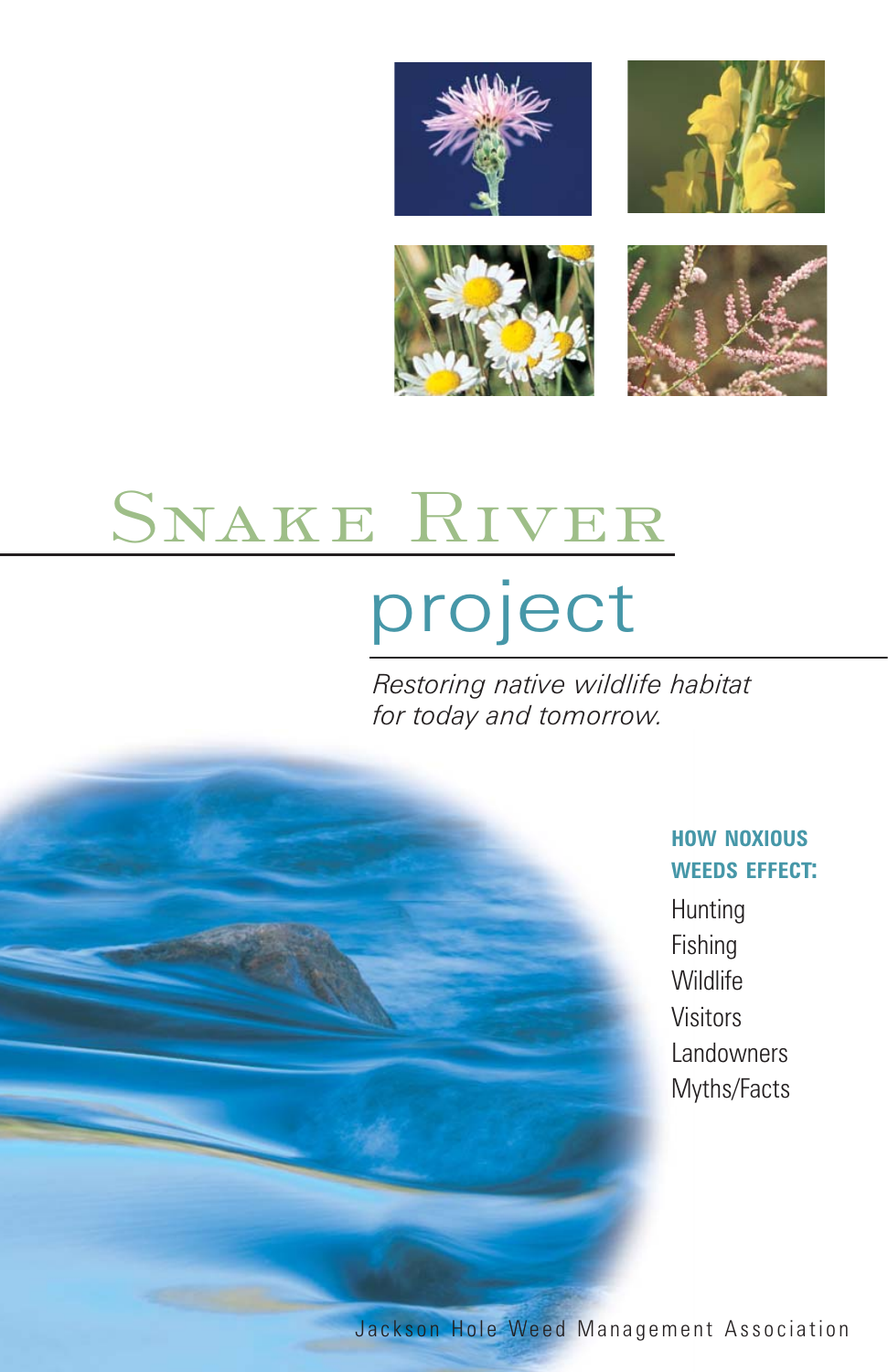# Snake River

# project

*Restoring native wildlife habitat for today and tomorrow.*

**HOW NOXIOUS WEEDS EFFECT:**

Hunting
Fishing
Wildlife
Visitors
Landowners
Myths/Facts

Jackson Hole Weed Management Association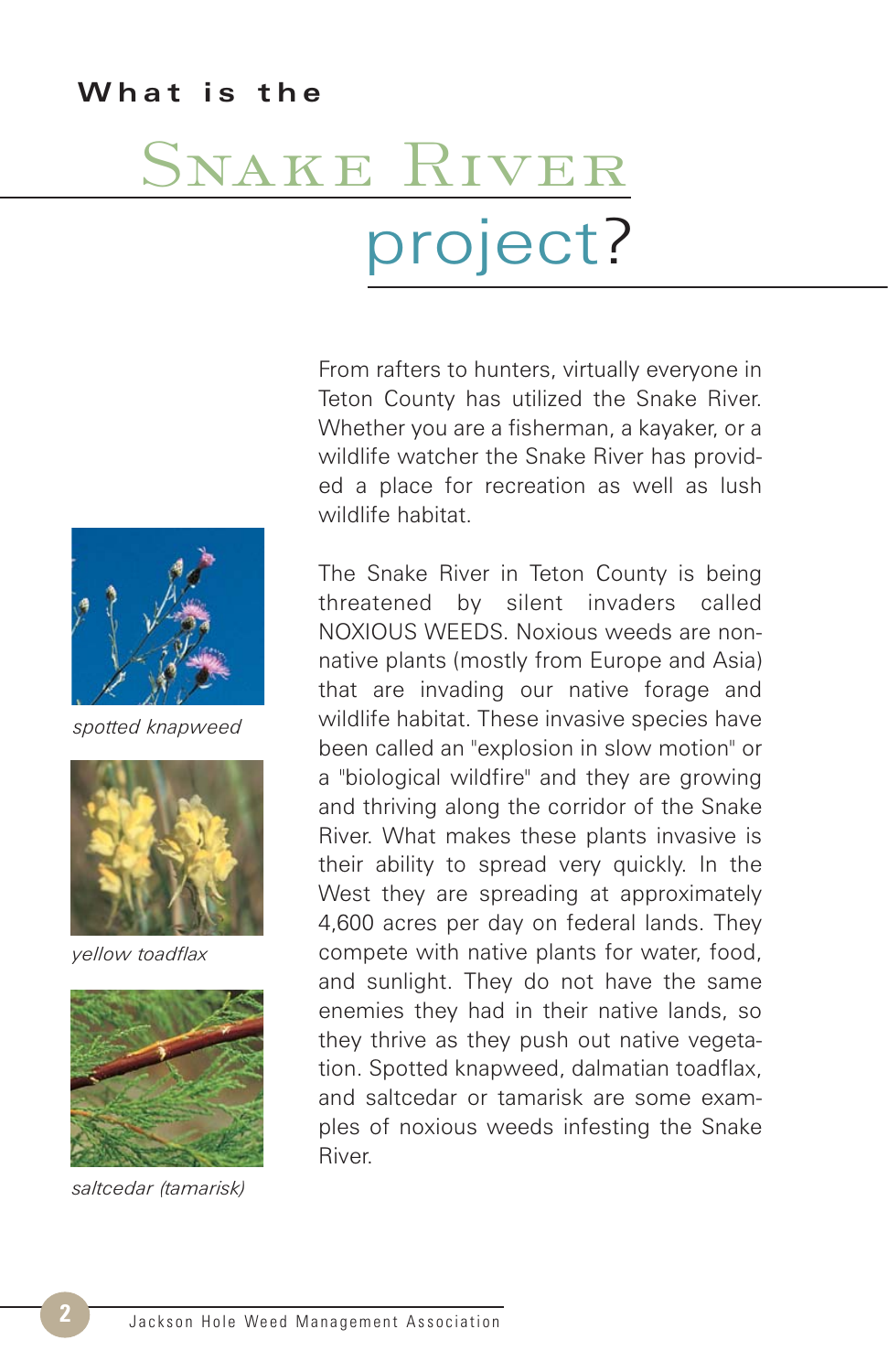# What is the Snake River project?

From rafters to hunters, virtually everyone in Teton County has utilized the Snake River. Whether you are a fisherman, a kayaker, or a wildlife watcher the Snake River has provided a place for recreation as well as lush wildlife habitat.

The Snake River in Teton County is being threatened by silent invaders called NOXIOUS WEEDS. Noxious weeds are non-native plants (mostly from Europe and Asia) that are invading our native forage and wildlife habitat. These invasive species have been called an "explosion in slow motion" or a "biological wildfire" and they are growing and thriving along the corridor of the Snake River. What makes these plants invasive is their ability to spread very quickly. In the West they are spreading at approximately 4,600 acres per day on federal lands. They compete with native plants for water, food, and sunlight. They do not have the same enemies they had in their native lands, so they thrive as they push out native vegetation. Spotted knapweed, dalmatian toadflax, and saltcedar or tamarisk are some examples of noxious weeds infesting the Snake River.

*spotted knapweed*

*yellow toadflax*

*saltcedar (tamarisk)*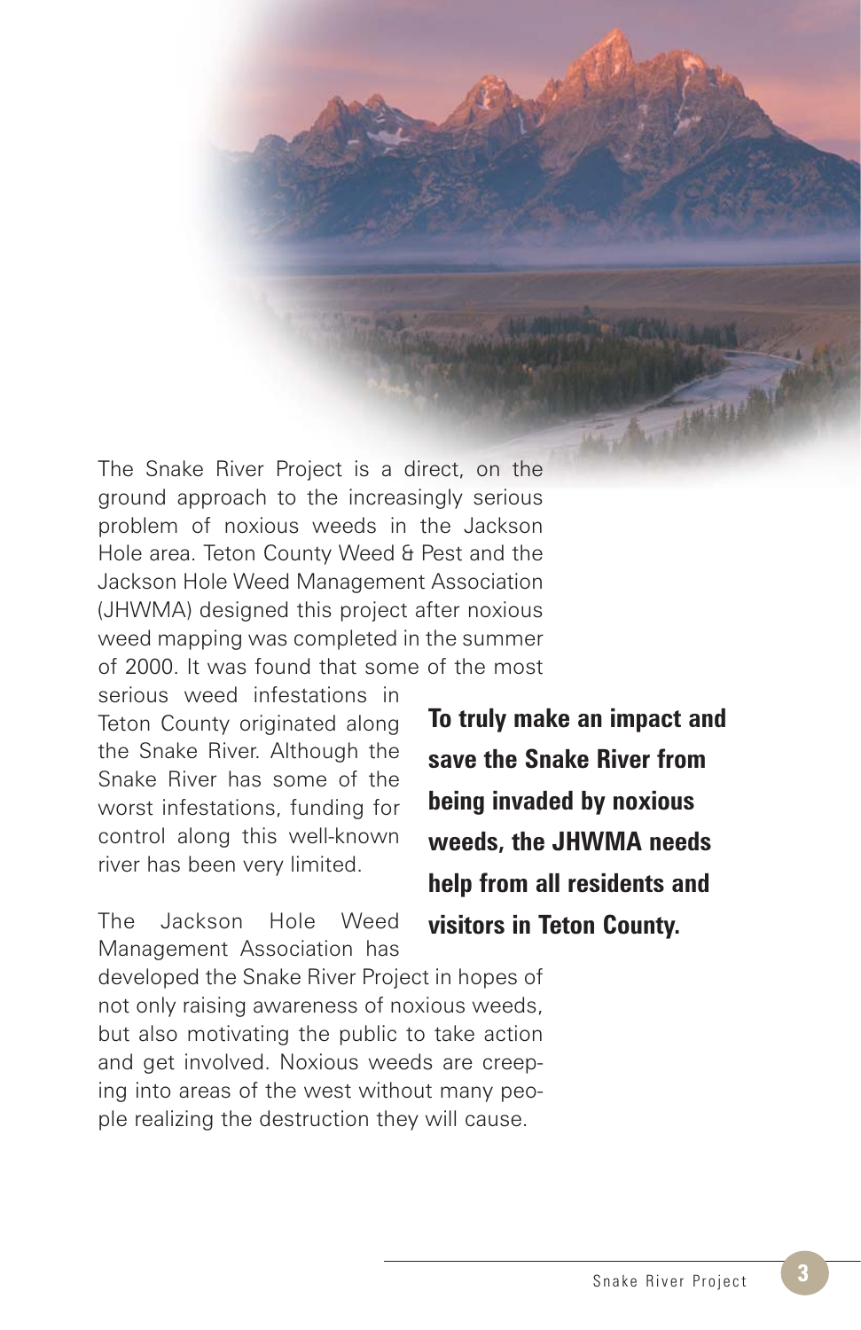The Snake River Project is a direct, on the ground approach to the increasingly serious problem of noxious weeds in the Jackson Hole area. Teton County Weed & Pest and the Jackson Hole Weed Management Association (JHWMA) designed this project after noxious weed mapping was completed in the summer of 2000. It was found that some of the most serious weed infestations in Teton County originated along the Snake River. Although the Snake River has some of the worst infestations, funding for control along this well-known river has been very limited.

**To truly make an impact and save the Snake River from being invaded by noxious weeds, the JHWMA needs help from all residents and visitors in Teton County.**

The Jackson Hole Weed Management Association has developed the Snake River Project in hopes of not only raising awareness of noxious weeds, but also motivating the public to take action and get involved. Noxious weeds are creeping into areas of the west without many people realizing the destruction they will cause.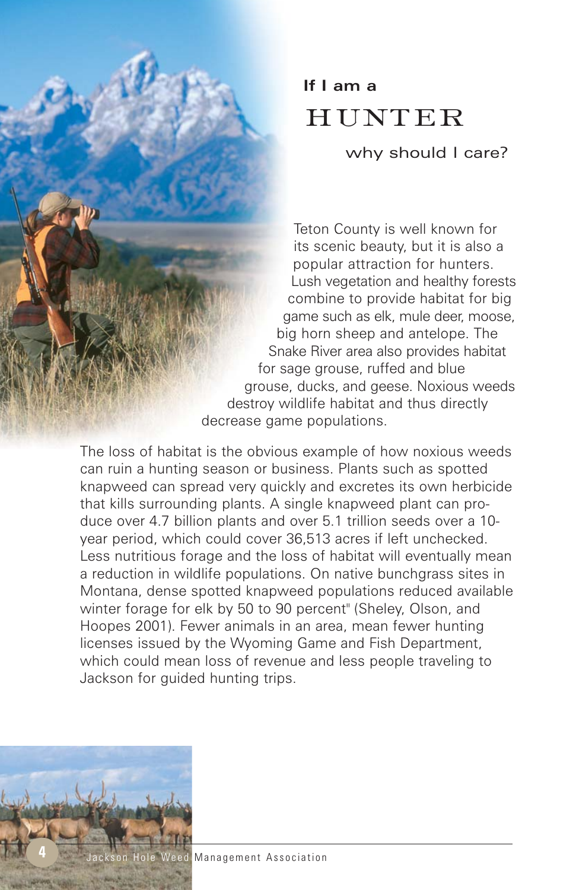# If I am a HUNTER why should I care?

Teton County is well known for its scenic beauty, but it is also a popular attraction for hunters. Lush vegetation and healthy forests combine to provide habitat for big game such as elk, mule deer, moose, big horn sheep and antelope. The Snake River area also provides habitat for sage grouse, ruffed and blue grouse, ducks, and geese. Noxious weeds destroy wildlife habitat and thus directly decrease game populations.

The loss of habitat is the obvious example of how noxious weeds can ruin a hunting season or business. Plants such as spotted knapweed can spread very quickly and excretes its own herbicide that kills surrounding plants. A single knapweed plant can produce over 4.7 billion plants and over 5.1 trillion seeds over a 10-year period, which could cover 36,513 acres if left unchecked. Less nutritious forage and the loss of habitat will eventually mean a reduction in wildlife populations. On native bunchgrass sites in Montana, dense spotted knapweed populations reduced available winter forage for elk by 50 to 90 percent" (Sheley, Olson, and Hoopes 2001). Fewer animals in an area, mean fewer hunting licenses issued by the Wyoming Game and Fish Department, which could mean loss of revenue and less people traveling to Jackson for guided hunting trips.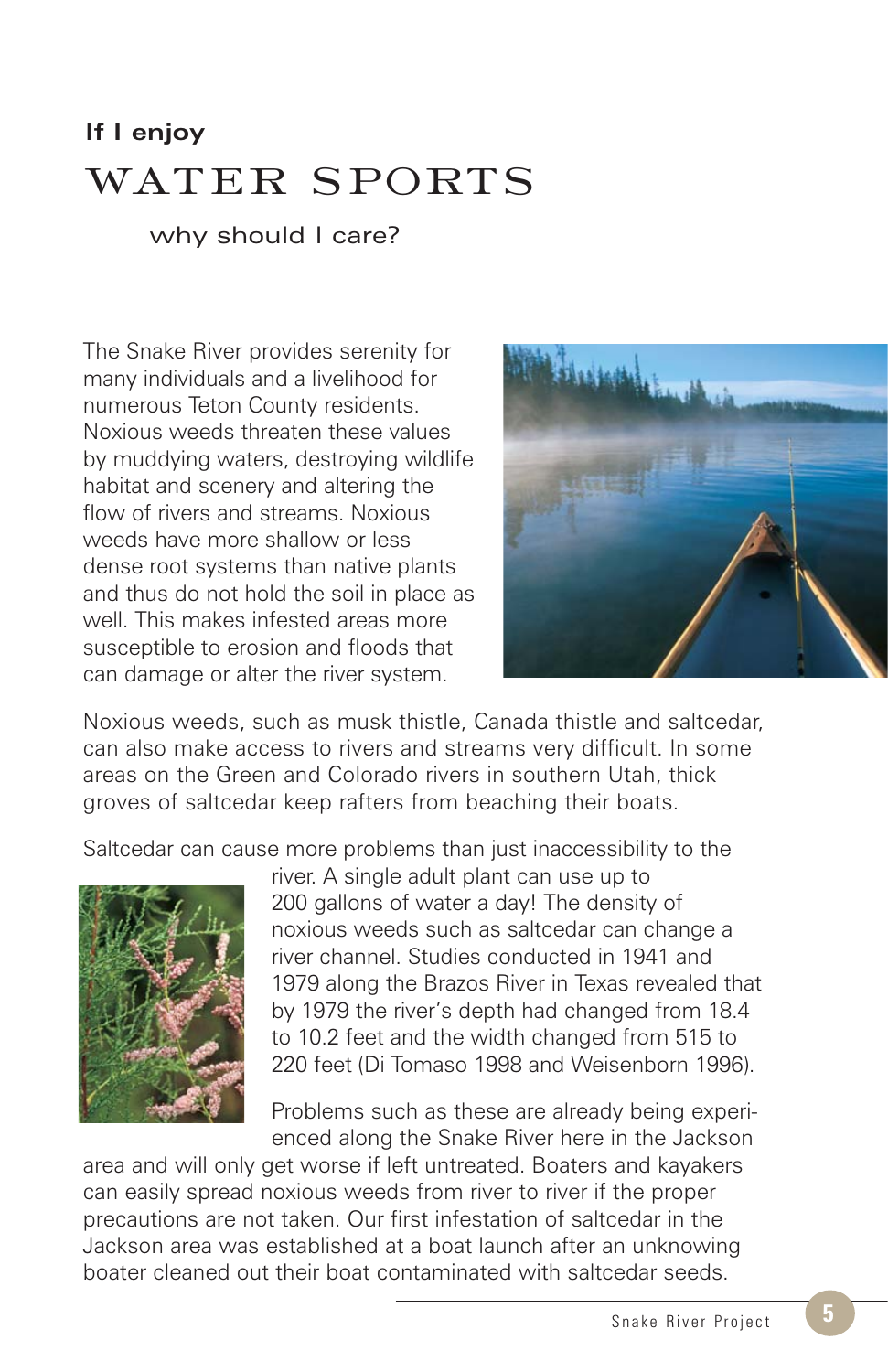# If I enjoy WATER SPORTS why should I care?

The Snake River provides serenity for many individuals and a livelihood for numerous Teton County residents. Noxious weeds threaten these values by muddying waters, destroying wildlife habitat and scenery and altering the flow of rivers and streams. Noxious weeds have more shallow or less dense root systems than native plants and thus do not hold the soil in place as well. This makes infested areas more susceptible to erosion and floods that can damage or alter the river system.

Noxious weeds, such as musk thistle, Canada thistle and saltcedar, can also make access to rivers and streams very difficult. In some areas on the Green and Colorado rivers in southern Utah, thick groves of saltcedar keep rafters from beaching their boats.

Saltcedar can cause more problems than just inaccessibility to the river. A single adult plant can use up to 200 gallons of water a day! The density of noxious weeds such as saltcedar can change a river channel. Studies conducted in 1941 and 1979 along the Brazos River in Texas revealed that by 1979 the river's depth had changed from 18.4 to 10.2 feet and the width changed from 515 to 220 feet (Di Tomaso 1998 and Weisenborn 1996).

Problems such as these are already being experienced along the Snake River here in the Jackson area and will only get worse if left untreated. Boaters and kayakers can easily spread noxious weeds from river to river if the proper precautions are not taken. Our first infestation of saltcedar in the Jackson area was established at a boat launch after an unknowing boater cleaned out their boat contaminated with saltcedar seeds.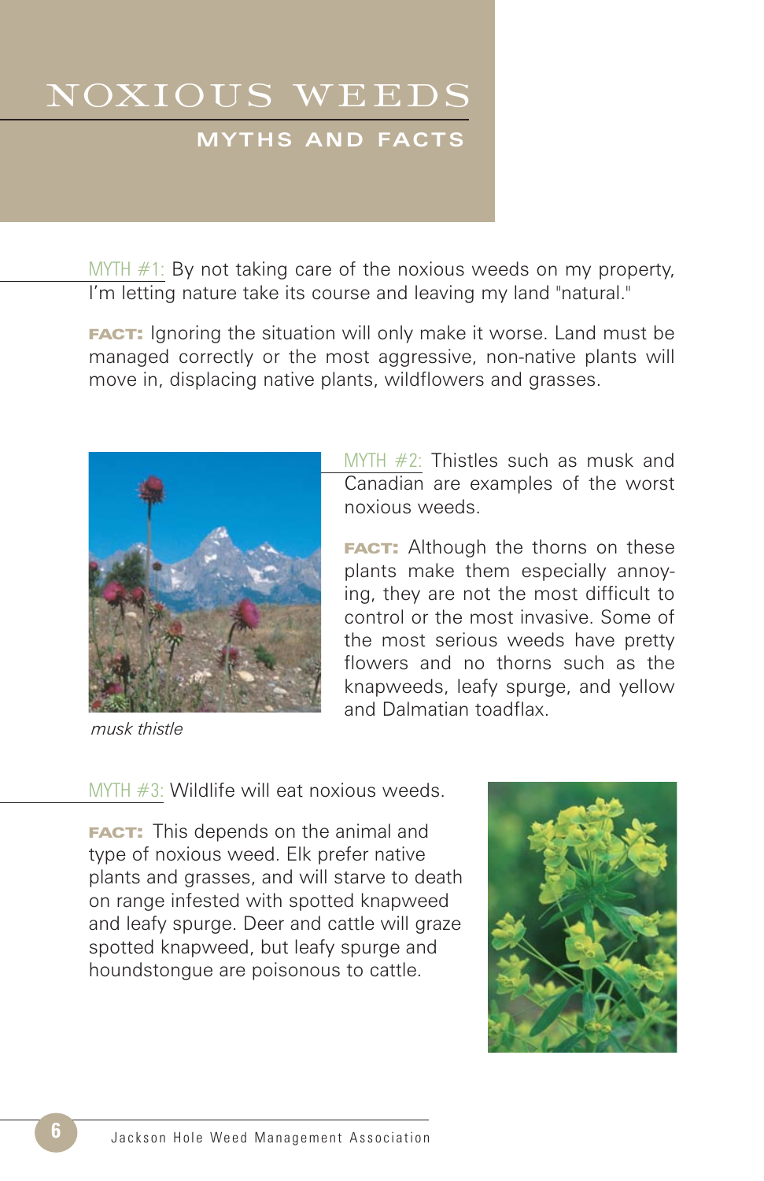# NOXIOUS WEEDS

## MYTHS AND FACTS

MYTH #1: By not taking care of the noxious weeds on my property, I'm letting nature take its course and leaving my land "natural."

**FACT:** Ignoring the situation will only make it worse. Land must be managed correctly or the most aggressive, non-native plants will move in, displacing native plants, wildflowers and grasses.

MYTH #2: Thistles such as musk and Canadian are examples of the worst noxious weeds.

**FACT:** Although the thorns on these plants make them especially annoying, they are not the most difficult to control or the most invasive. Some of the most serious weeds have pretty flowers and no thorns such as the knapweeds, leafy spurge, and yellow and Dalmatian toadflax.

*musk thistle*

MYTH #3: Wildlife will eat noxious weeds.

**FACT:** This depends on the animal and type of noxious weed. Elk prefer native plants and grasses, and will starve to death on range infested with spotted knapweed and leafy spurge. Deer and cattle will graze spotted knapweed, but leafy spurge and houndstongue are poisonous to cattle.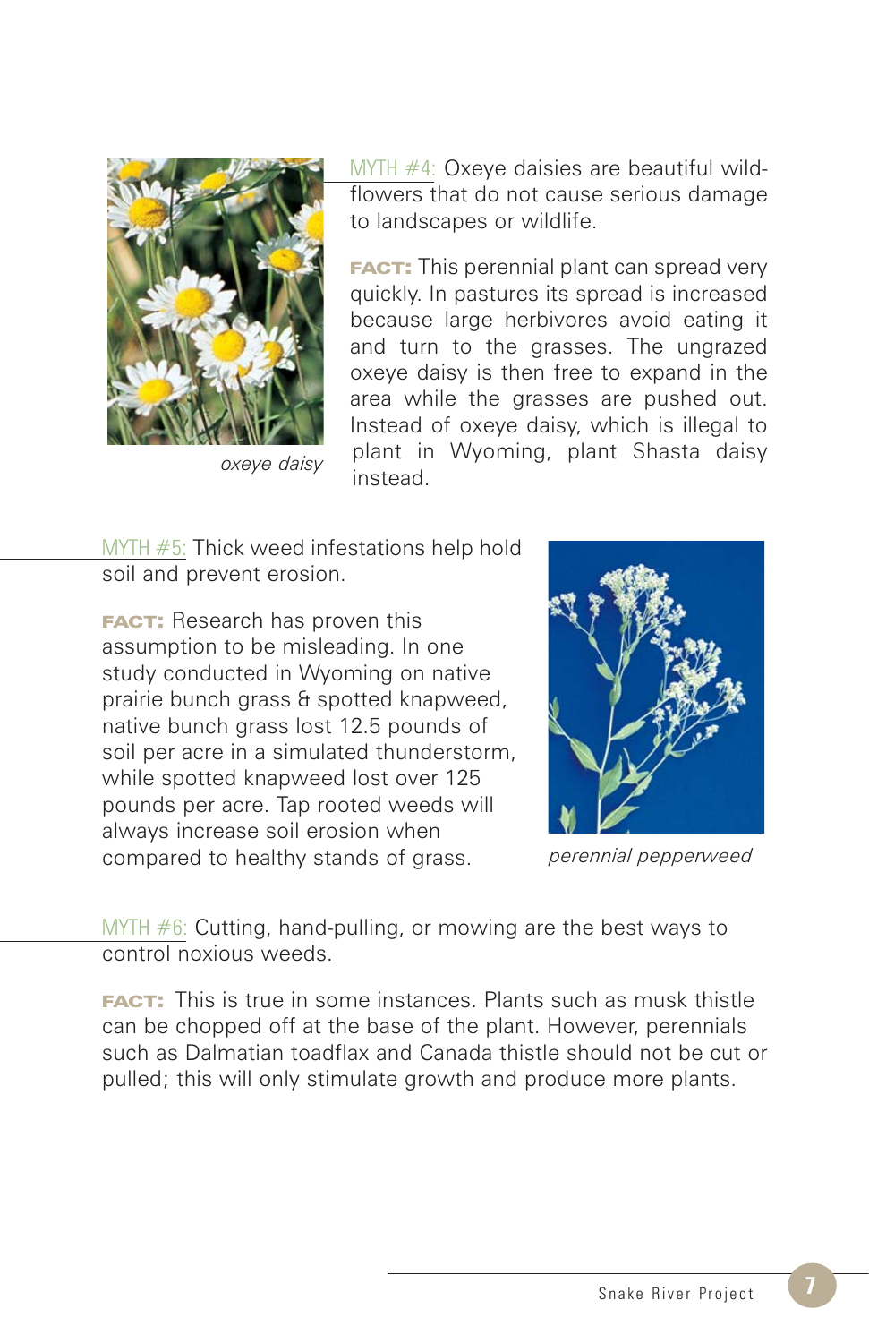*oxeye daisy*

MYTH #4: Oxeye daisies are beautiful wildflowers that do not cause serious damage to landscapes or wildlife.

**FACT:** This perennial plant can spread very quickly. In pastures its spread is increased because large herbivores avoid eating it and turn to the grasses. The ungrazed oxeye daisy is then free to expand in the area while the grasses are pushed out. Instead of oxeye daisy, which is illegal to plant in Wyoming, plant Shasta daisy instead.

MYTH #5: Thick weed infestations help hold soil and prevent erosion.

**FACT:** Research has proven this assumption to be misleading. In one study conducted in Wyoming on native prairie bunch grass & spotted knapweed, native bunch grass lost 12.5 pounds of soil per acre in a simulated thunderstorm, while spotted knapweed lost over 125 pounds per acre. Tap rooted weeds will always increase soil erosion when compared to healthy stands of grass.

*perennial pepperweed*

MYTH #6: Cutting, hand-pulling, or mowing are the best ways to control noxious weeds.

**FACT:** This is true in some instances. Plants such as musk thistle can be chopped off at the base of the plant. However, perennials such as Dalmatian toadflax and Canada thistle should not be cut or pulled; this will only stimulate growth and produce more plants.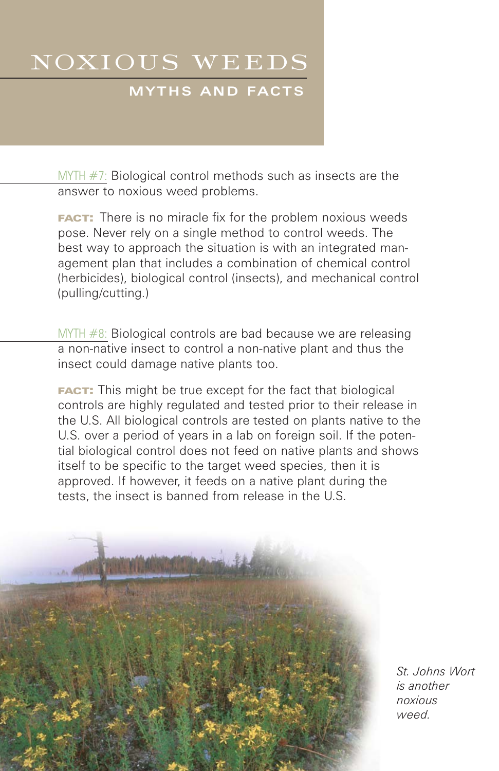# NOXIOUS WEEDS

## MYTHS AND FACTS

MYTH #7: Biological control methods such as insects are the answer to noxious weed problems.

**FACT:** There is no miracle fix for the problem noxious weeds pose. Never rely on a single method to control weeds. The best way to approach the situation is with an integrated management plan that includes a combination of chemical control (herbicides), biological control (insects), and mechanical control (pulling/cutting.)

MYTH #8: Biological controls are bad because we are releasing a non-native insect to control a non-native plant and thus the insect could damage native plants too.

**FACT:** This might be true except for the fact that biological controls are highly regulated and tested prior to their release in the U.S. All biological controls are tested on plants native to the U.S. over a period of years in a lab on foreign soil. If the potential biological control does not feed on native plants and shows itself to be specific to the target weed species, then it is approved. If however, it feeds on a native plant during the tests, the insect is banned from release in the U.S.

*St. Johns Wort is another noxious weed.*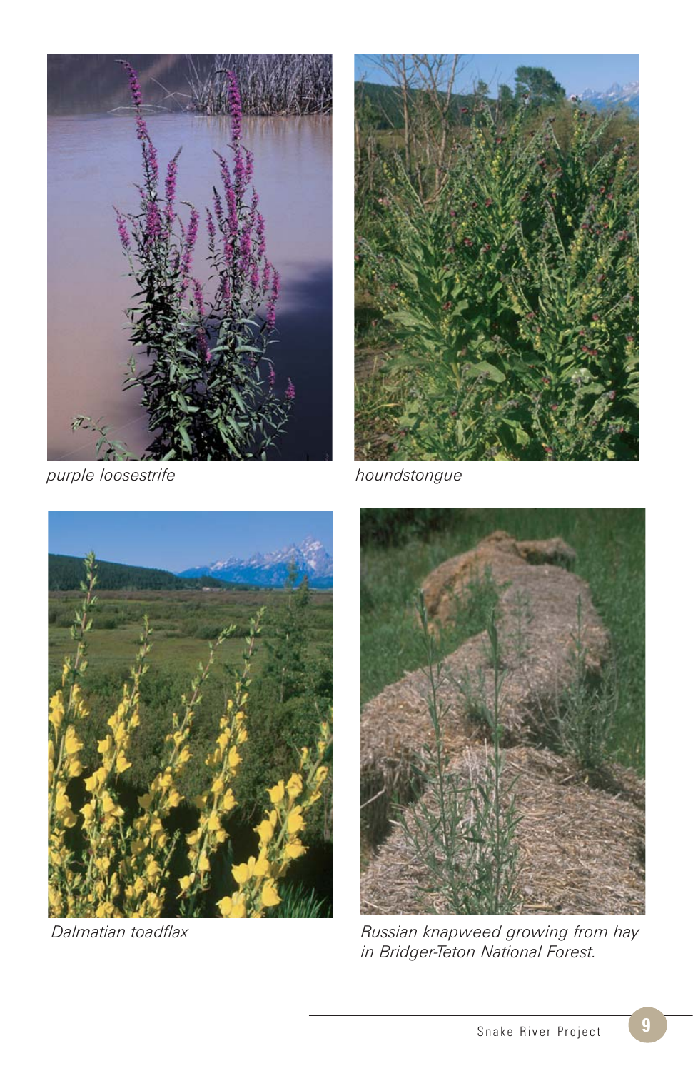*purple loosestrife*

*houndstongue*

*Dalmatian toadflax*

*Russian knapweed growing from hay in Bridger-Teton National Forest.*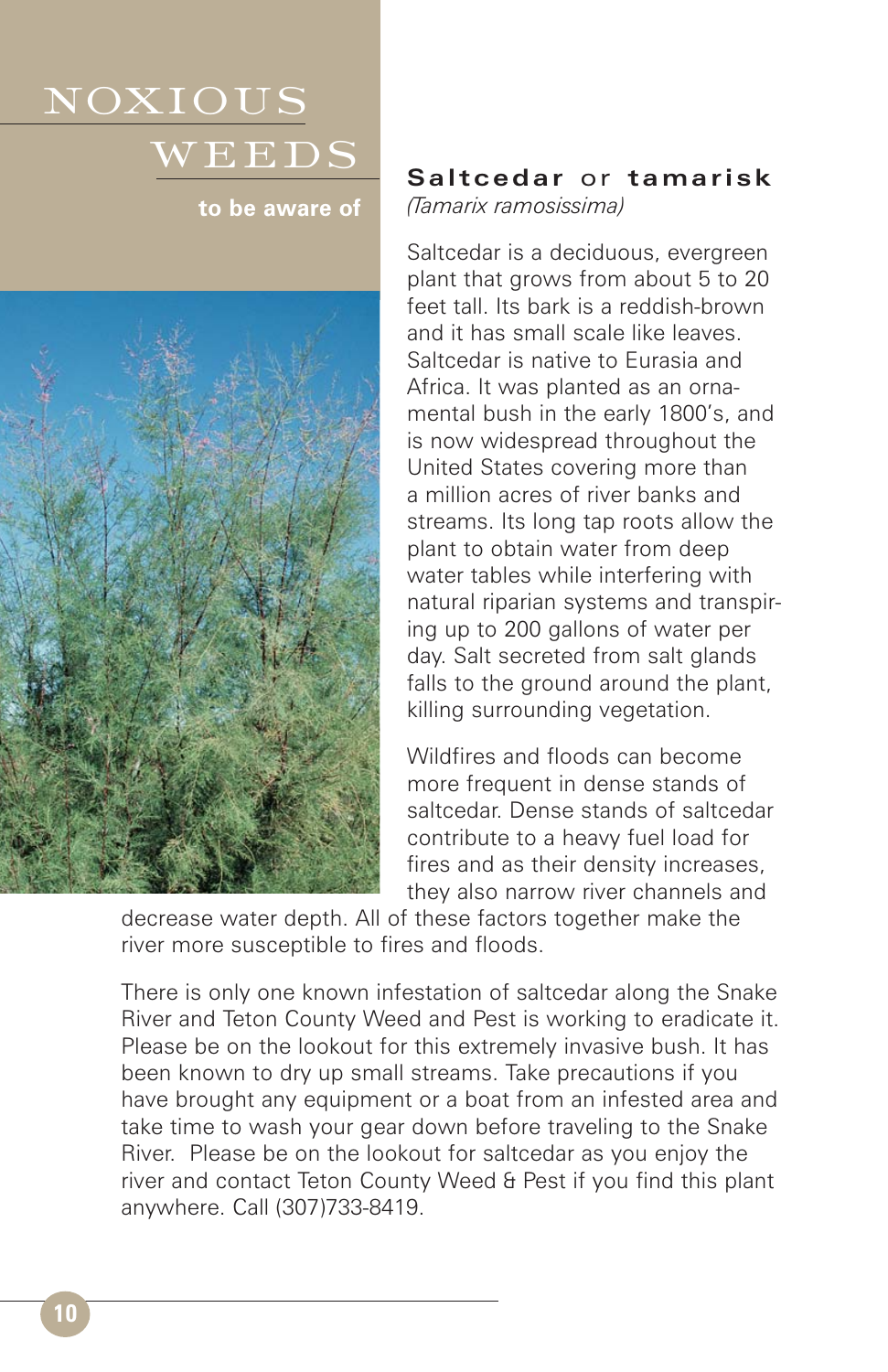# NOXIOUS WEEDS

**to be aware of**

## Saltcedar or tamarisk

*(Tamarix ramosissima)*

Saltcedar is a deciduous, evergreen plant that grows from about 5 to 20 feet tall. Its bark is a reddish-brown and it has small scale like leaves. Saltcedar is native to Eurasia and Africa. It was planted as an ornamental bush in the early 1800's, and is now widespread throughout the United States covering more than a million acres of river banks and streams. Its long tap roots allow the plant to obtain water from deep water tables while interfering with natural riparian systems and transpiring up to 200 gallons of water per day. Salt secreted from salt glands falls to the ground around the plant, killing surrounding vegetation.

Wildfires and floods can become more frequent in dense stands of saltcedar. Dense stands of saltcedar contribute to a heavy fuel load for fires and as their density increases, they also narrow river channels and decrease water depth. All of these factors together make the river more susceptible to fires and floods.

There is only one known infestation of saltcedar along the Snake River and Teton County Weed and Pest is working to eradicate it. Please be on the lookout for this extremely invasive bush. It has been known to dry up small streams. Take precautions if you have brought any equipment or a boat from an infested area and take time to wash your gear down before traveling to the Snake River. Please be on the lookout for saltcedar as you enjoy the river and contact Teton County Weed & Pest if you find this plant anywhere. Call (307)733-8419.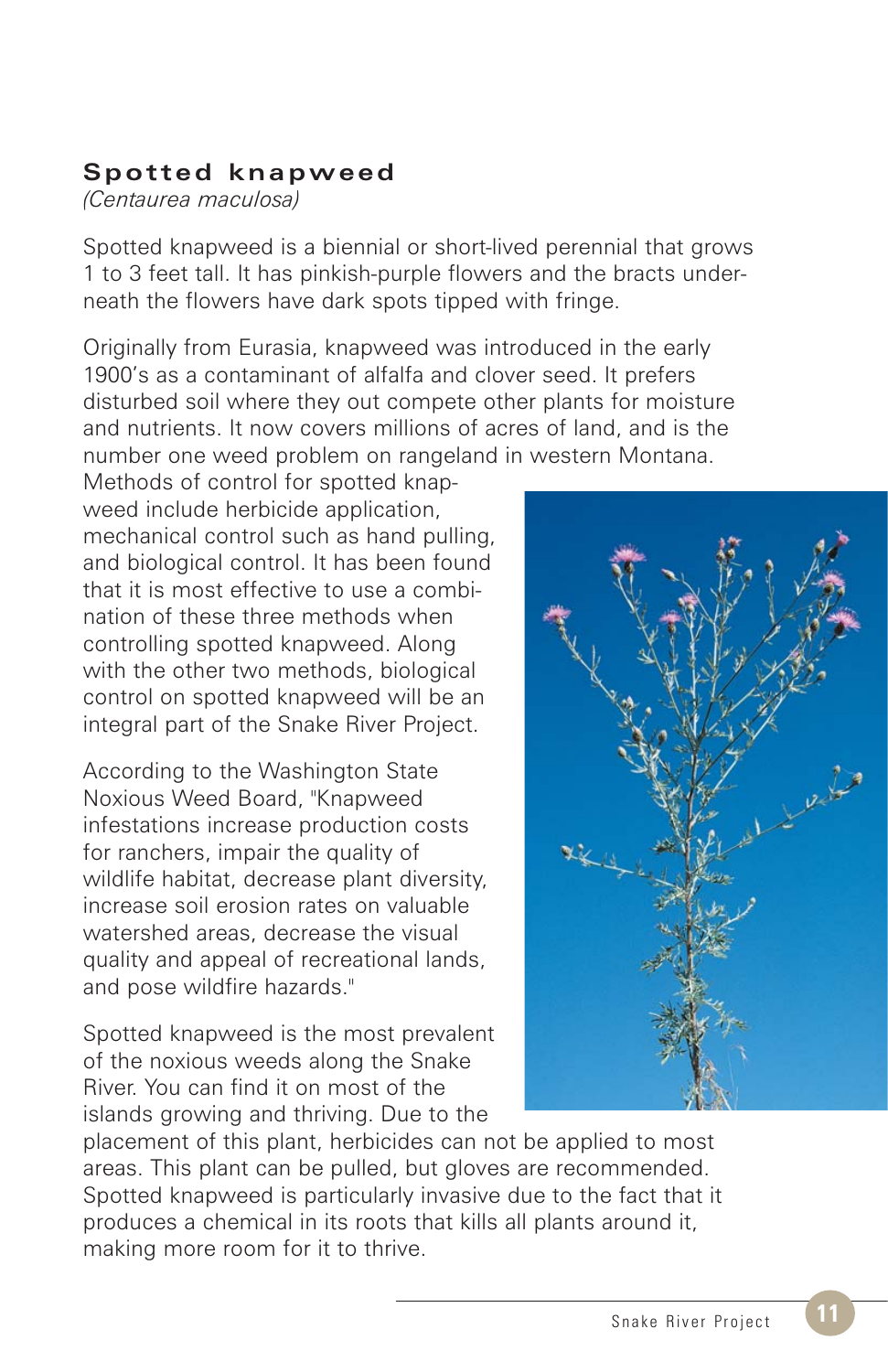## Spotted knapweed

*(Centaurea maculosa)*

Spotted knapweed is a biennial or short-lived perennial that grows 1 to 3 feet tall. It has pinkish-purple flowers and the bracts underneath the flowers have dark spots tipped with fringe.

Originally from Eurasia, knapweed was introduced in the early 1900's as a contaminant of alfalfa and clover seed. It prefers disturbed soil where they out compete other plants for moisture and nutrients. It now covers millions of acres of land, and is the number one weed problem on rangeland in western Montana. Methods of control for spotted knapweed include herbicide application, mechanical control such as hand pulling, and biological control. It has been found that it is most effective to use a combination of these three methods when controlling spotted knapweed. Along with the other two methods, biological control on spotted knapweed will be an integral part of the Snake River Project.

According to the Washington State Noxious Weed Board, "Knapweed infestations increase production costs for ranchers, impair the quality of wildlife habitat, decrease plant diversity, increase soil erosion rates on valuable watershed areas, decrease the visual quality and appeal of recreational lands, and pose wildfire hazards."

Spotted knapweed is the most prevalent of the noxious weeds along the Snake River. You can find it on most of the islands growing and thriving. Due to the placement of this plant, herbicides can not be applied to most areas. This plant can be pulled, but gloves are recommended. Spotted knapweed is particularly invasive due to the fact that it produces a chemical in its roots that kills all plants around it, making more room for it to thrive.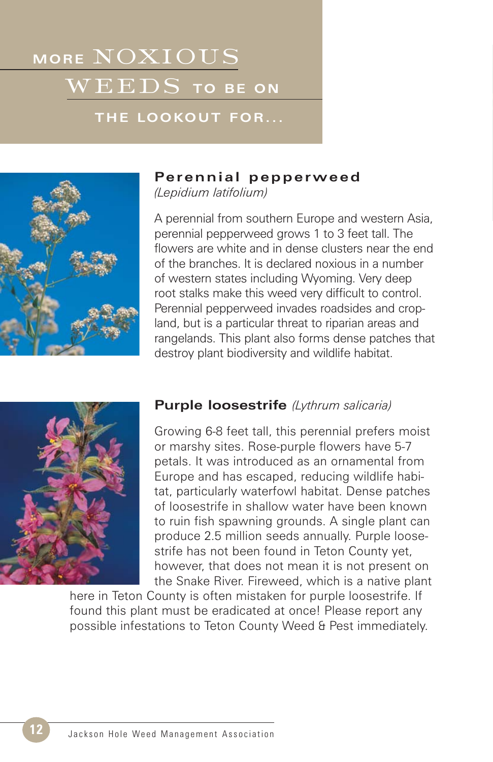# More Noxious Weeds to be on the Lookout for...

## Perennial pepperweed

*(Lepidium latifolium)*

A perennial from southern Europe and western Asia, perennial pepperweed grows 1 to 3 feet tall. The flowers are white and in dense clusters near the end of the branches. It is declared noxious in a number of western states including Wyoming. Very deep root stalks make this weed very difficult to control. Perennial pepperweed invades roadsides and cropland, but is a particular threat to riparian areas and rangelands. This plant also forms dense patches that destroy plant biodiversity and wildlife habitat.

## Purple loosestrife *(Lythrum salicaria)*

Growing 6-8 feet tall, this perennial prefers moist or marshy sites. Rose-purple flowers have 5-7 petals. It was introduced as an ornamental from Europe and has escaped, reducing wildlife habitat, particularly waterfowl habitat. Dense patches of loosestrife in shallow water have been known to ruin fish spawning grounds. A single plant can produce 2.5 million seeds annually. Purple loosestrife has not been found in Teton County yet, however, that does not mean it is not present on the Snake River. Fireweed, which is a native plant here in Teton County is often mistaken for purple loosestrife. If found this plant must be eradicated at once! Please report any possible infestations to Teton County Weed & Pest immediately.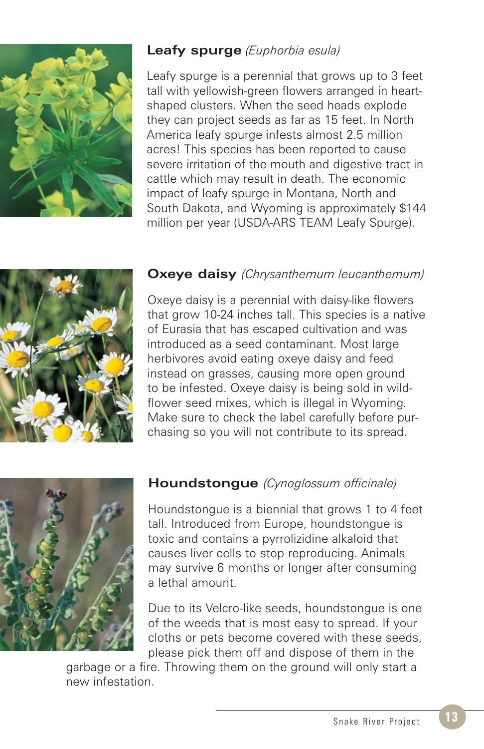## **Leafy spurge** *(Euphorbia esula)*

Leafy spurge is a perennial that grows up to 3 feet tall with yellowish-green flowers arranged in heart-shaped clusters. When the seed heads explode they can project seeds as far as 15 feet. In North America leafy spurge infests almost 2.5 million acres! This species has been reported to cause severe irritation of the mouth and digestive tract in cattle which may result in death. The economic impact of leafy spurge in Montana, North and South Dakota, and Wyoming is approximately $144 million per year (USDA-ARS TEAM Leafy Spurge).

## **Oxeye daisy** *(Chrysanthemum leucanthemum)*

Oxeye daisy is a perennial with daisy-like flowers that grow 10-24 inches tall. This species is a native of Eurasia that has escaped cultivation and was introduced as a seed contaminant. Most large herbivores avoid eating oxeye daisy and feed instead on grasses, causing more open ground to be infested. Oxeye daisy is being sold in wild-flower seed mixes, which is illegal in Wyoming. Make sure to check the label carefully before purchasing so you will not contribute to its spread.

## **Houndstongue** *(Cynoglossum officinale)*

Houndstongue is a biennial that grows 1 to 4 feet tall. Introduced from Europe, houndstongue is toxic and contains a pyrrolizidine alkaloid that causes liver cells to stop reproducing. Animals may survive 6 months or longer after consuming a lethal amount.

Due to its Velcro-like seeds, houndstongue is one of the weeds that is most easy to spread. If your cloths or pets become covered with these seeds, please pick them off and dispose of them in the garbage or a fire. Throwing them on the ground will only start a new infestation.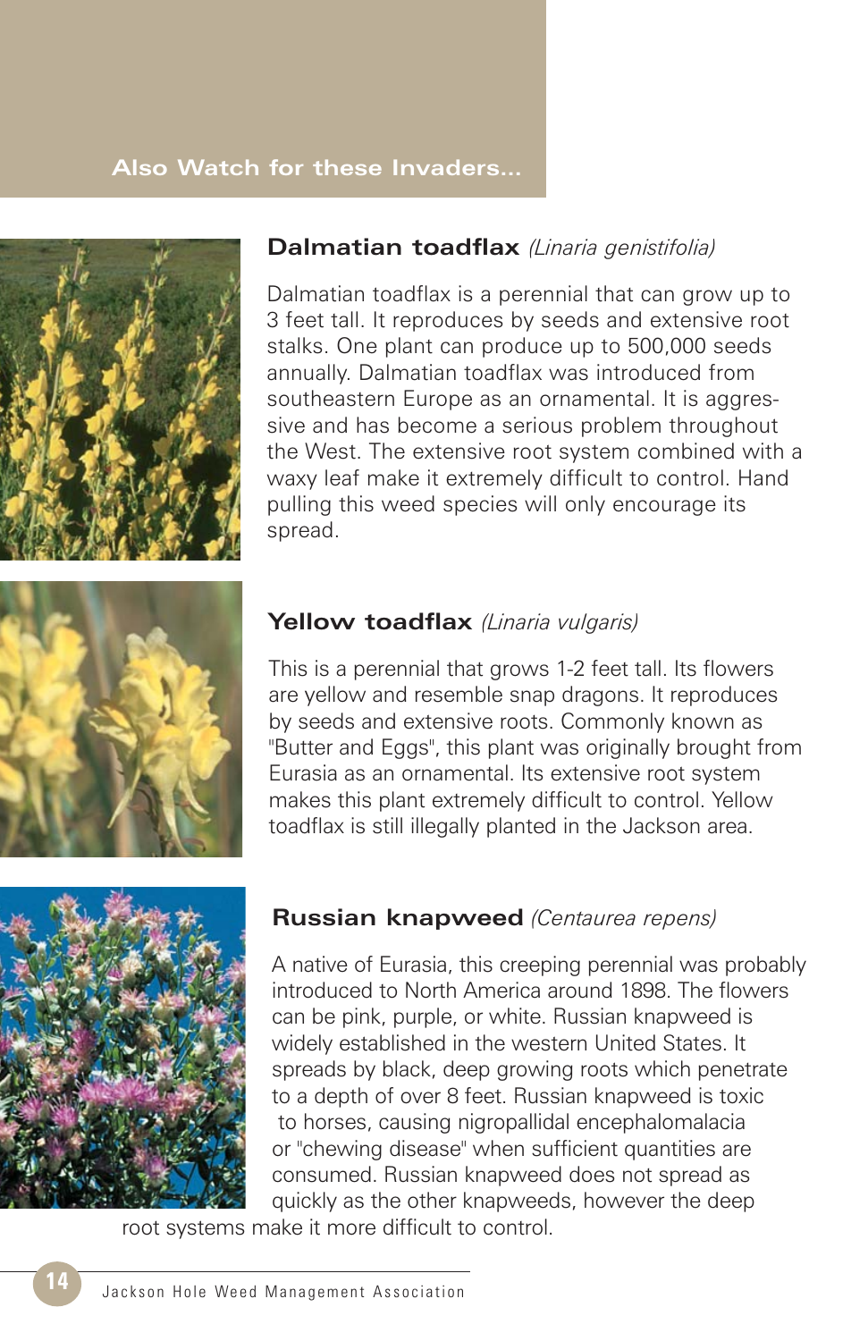## Also Watch for these Invaders...

### Dalmatian toadflax *(Linaria genistifolia)*

Dalmatian toadflax is a perennial that can grow up to 3 feet tall. It reproduces by seeds and extensive root stalks. One plant can produce up to 500,000 seeds annually. Dalmatian toadflax was introduced from southeastern Europe as an ornamental. It is aggressive and has become a serious problem throughout the West. The extensive root system combined with a waxy leaf make it extremely difficult to control. Hand pulling this weed species will only encourage its spread.

### Yellow toadflax *(Linaria vulgaris)*

This is a perennial that grows 1-2 feet tall. Its flowers are yellow and resemble snap dragons. It reproduces by seeds and extensive roots. Commonly known as "Butter and Eggs", this plant was originally brought from Eurasia as an ornamental. Its extensive root system makes this plant extremely difficult to control. Yellow toadflax is still illegally planted in the Jackson area.

### Russian knapweed *(Centaurea repens)*

A native of Eurasia, this creeping perennial was probably introduced to North America around 1898. The flowers can be pink, purple, or white. Russian knapweed is widely established in the western United States. It spreads by black, deep growing roots which penetrate to a depth of over 8 feet. Russian knapweed is toxic to horses, causing nigropallidal encephalomalacia or "chewing disease" when sufficient quantities are consumed. Russian knapweed does not spread as quickly as the other knapweeds, however the deep root systems make it more difficult to control.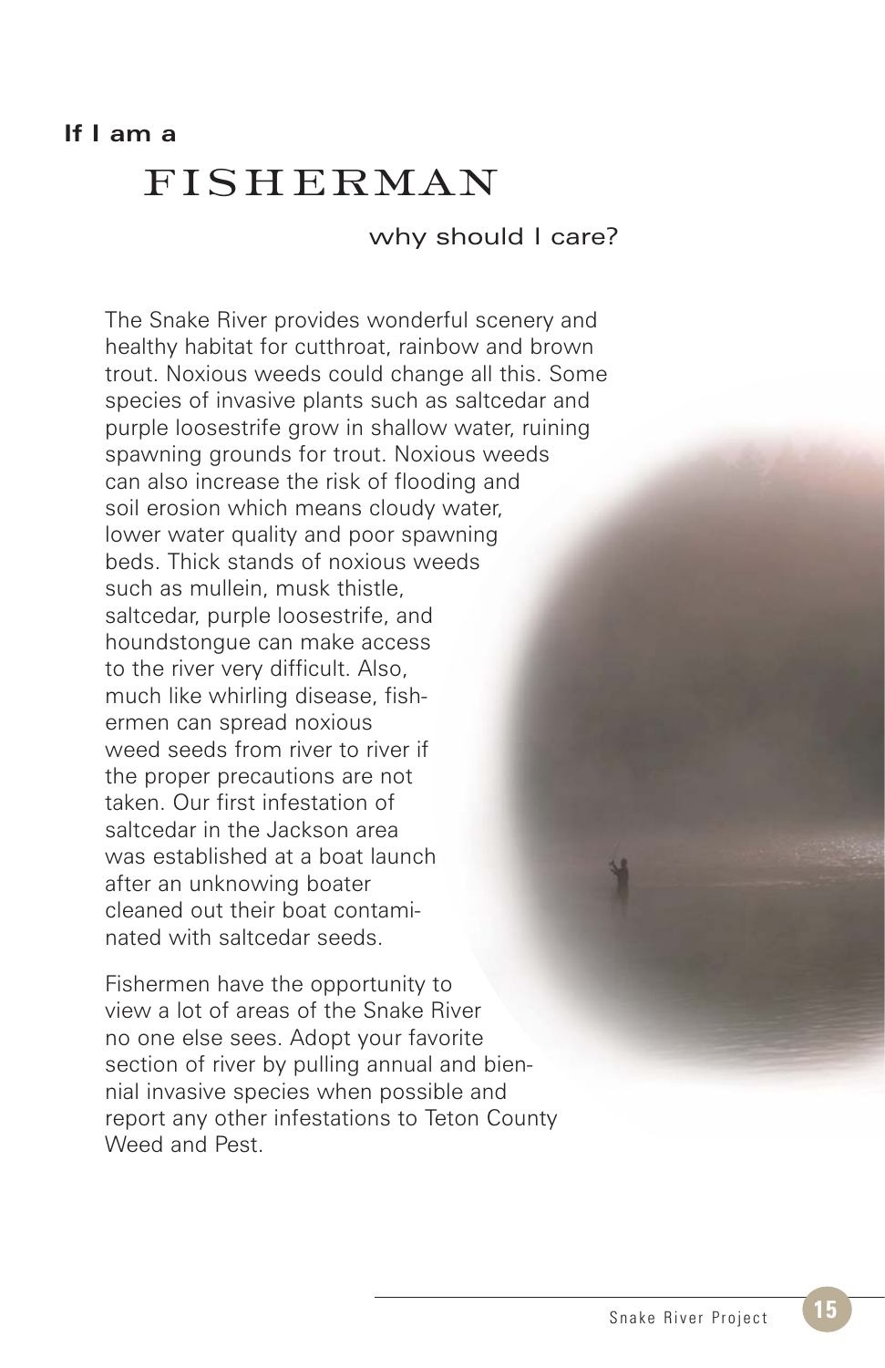**If I am a**

# FISHERMAN

why should I care?

The Snake River provides wonderful scenery and healthy habitat for cutthroat, rainbow and brown trout. Noxious weeds could change all this. Some species of invasive plants such as saltcedar and purple loosestrife grow in shallow water, ruining spawning grounds for trout. Noxious weeds can also increase the risk of flooding and soil erosion which means cloudy water, lower water quality and poor spawning beds. Thick stands of noxious weeds such as mullein, musk thistle, saltcedar, purple loosestrife, and houndstongue can make access to the river very difficult. Also, much like whirling disease, fishermen can spread noxious weed seeds from river to river if the proper precautions are not taken. Our first infestation of saltcedar in the Jackson area was established at a boat launch after an unknowing boater cleaned out their boat contaminated with saltcedar seeds.

Fishermen have the opportunity to view a lot of areas of the Snake River no one else sees. Adopt your favorite section of river by pulling annual and biennial invasive species when possible and report any other infestations to Teton County Weed and Pest.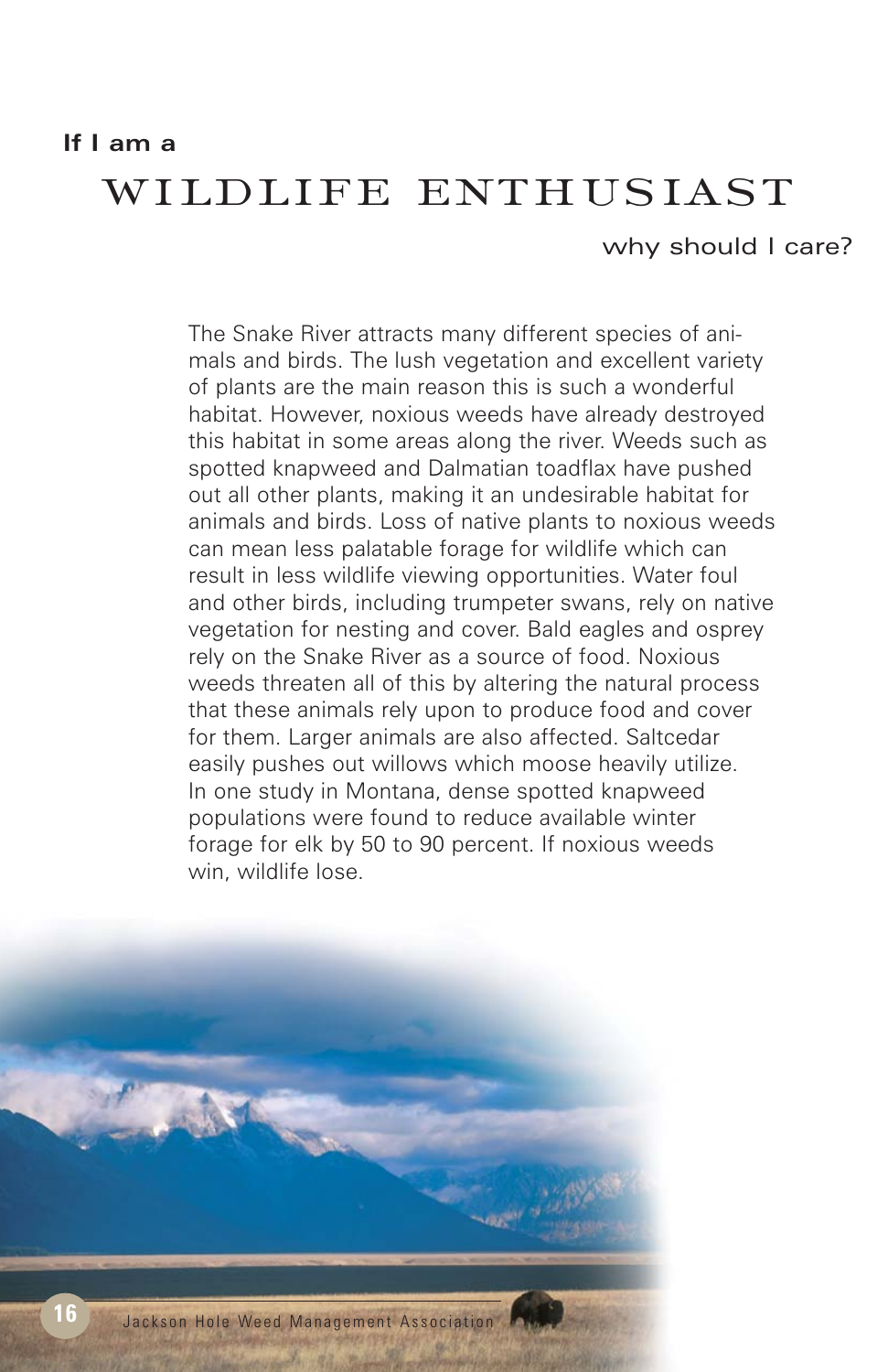If I am a

# WILDLIFE ENTHUSIAST

why should I care?

The Snake River attracts many different species of animals and birds. The lush vegetation and excellent variety of plants are the main reason this is such a wonderful habitat. However, noxious weeds have already destroyed this habitat in some areas along the river. Weeds such as spotted knapweed and Dalmatian toadflax have pushed out all other plants, making it an undesirable habitat for animals and birds. Loss of native plants to noxious weeds can mean less palatable forage for wildlife which can result in less wildlife viewing opportunities. Water foul and other birds, including trumpeter swans, rely on native vegetation for nesting and cover. Bald eagles and osprey rely on the Snake River as a source of food. Noxious weeds threaten all of this by altering the natural process that these animals rely upon to produce food and cover for them. Larger animals are also affected. Saltcedar easily pushes out willows which moose heavily utilize. In one study in Montana, dense spotted knapweed populations were found to reduce available winter forage for elk by 50 to 90 percent. If noxious weeds win, wildlife lose.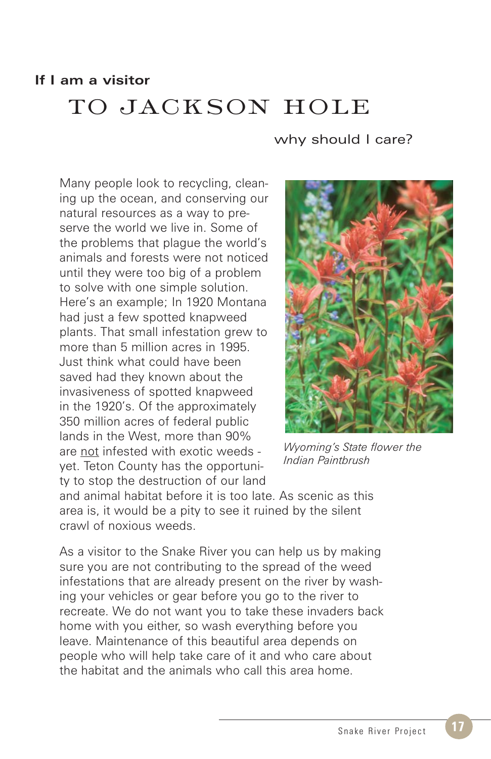**If I am a visitor**

# TO JACKSON HOLE

why should I care?

Many people look to recycling, cleaning up the ocean, and conserving our natural resources as a way to preserve the world we live in. Some of the problems that plague the world's animals and forests were not noticed until they were too big of a problem to solve with one simple solution. Here's an example; In 1920 Montana had just a few spotted knapweed plants. That small infestation grew to more than 5 million acres in 1995. Just think what could have been saved had they known about the invasiveness of spotted knapweed in the 1920's. Of the approximately 350 million acres of federal public lands in the West, more than 90% are <u>not</u> infested with exotic weeds - yet. Teton County has the opportunity to stop the destruction of our land and animal habitat before it is too late. As scenic as this area is, it would be a pity to see it ruined by the silent crawl of noxious weeds.

*Wyoming's State flower the Indian Paintbrush*

As a visitor to the Snake River you can help us by making sure you are not contributing to the spread of the weed infestations that are already present on the river by washing your vehicles or gear before you go to the river to recreate. We do not want you to take these invaders back home with you either, so wash everything before you leave. Maintenance of this beautiful area depends on people who will help take care of it and who care about the habitat and the animals who call this area home.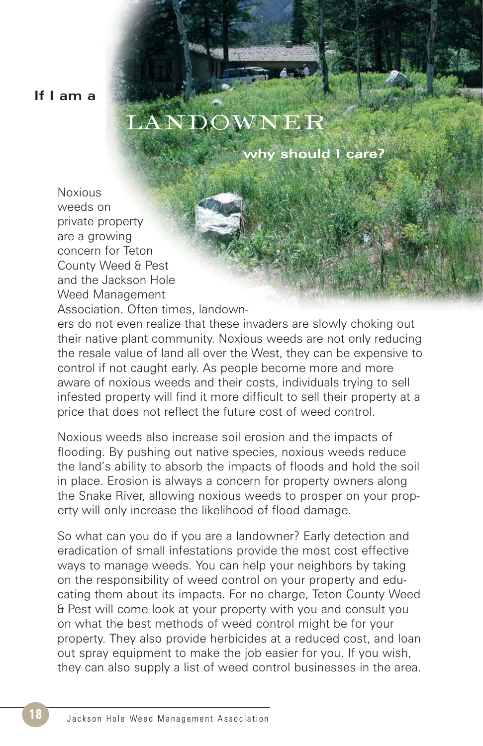# If I am a LANDOWNER why should I care?

Noxious weeds on private property are a growing concern for Teton County Weed & Pest and the Jackson Hole Weed Management Association. Often times, landowners do not even realize that these invaders are slowly choking out their native plant community. Noxious weeds are not only reducing the resale value of land all over the West, they can be expensive to control if not caught early. As people become more and more aware of noxious weeds and their costs, individuals trying to sell infested property will find it more difficult to sell their property at a price that does not reflect the future cost of weed control.

Noxious weeds also increase soil erosion and the impacts of flooding. By pushing out native species, noxious weeds reduce the land's ability to absorb the impacts of floods and hold the soil in place. Erosion is always a concern for property owners along the Snake River, allowing noxious weeds to prosper on your property will only increase the likelihood of flood damage.

So what can you do if you are a landowner? Early detection and eradication of small infestations provide the most cost effective ways to manage weeds. You can help your neighbors by taking on the responsibility of weed control on your property and educating them about its impacts. For no charge, Teton County Weed & Pest will come look at your property with you and consult you on what the best methods of weed control might be for your property. They also provide herbicides at a reduced cost, and loan out spray equipment to make the job easier for you. If you wish, they can also supply a list of weed control businesses in the area.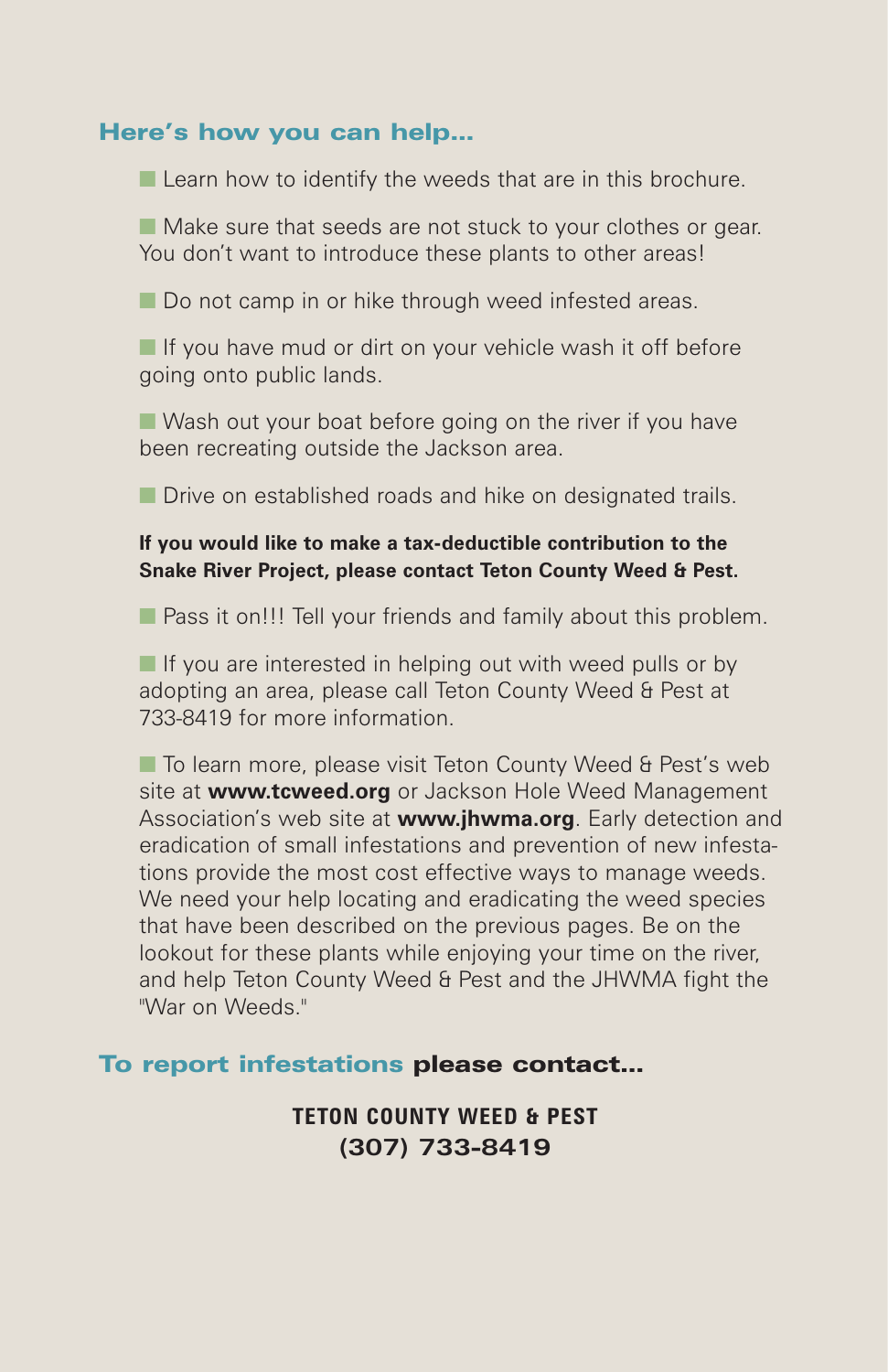## Here's how you can help...

- Learn how to identify the weeds that are in this brochure.
- Make sure that seeds are not stuck to your clothes or gear. You don't want to introduce these plants to other areas!
- Do not camp in or hike through weed infested areas.
- If you have mud or dirt on your vehicle wash it off before going onto public lands.
- Wash out your boat before going on the river if you have been recreating outside the Jackson area.
- Drive on established roads and hike on designated trails.

**If you would like to make a tax-deductible contribution to the Snake River Project, please contact Teton County Weed & Pest.**

- Pass it on!!! Tell your friends and family about this problem.
- If you are interested in helping out with weed pulls or by adopting an area, please call Teton County Weed & Pest at 733-8419 for more information.
- To learn more, please visit Teton County Weed & Pest's web site at **www.tcweed.org** or Jackson Hole Weed Management Association's web site at **www.jhwma.org**. Early detection and eradication of small infestations and prevention of new infestations provide the most cost effective ways to manage weeds. We need your help locating and eradicating the weed species that have been described on the previous pages. Be on the lookout for these plants while enjoying your time on the river, and help Teton County Weed & Pest and the JHWMA fight the "War on Weeds."

## To report infestations please contact...

**TETON COUNTY WEED & PEST**
**(307) 733-8419**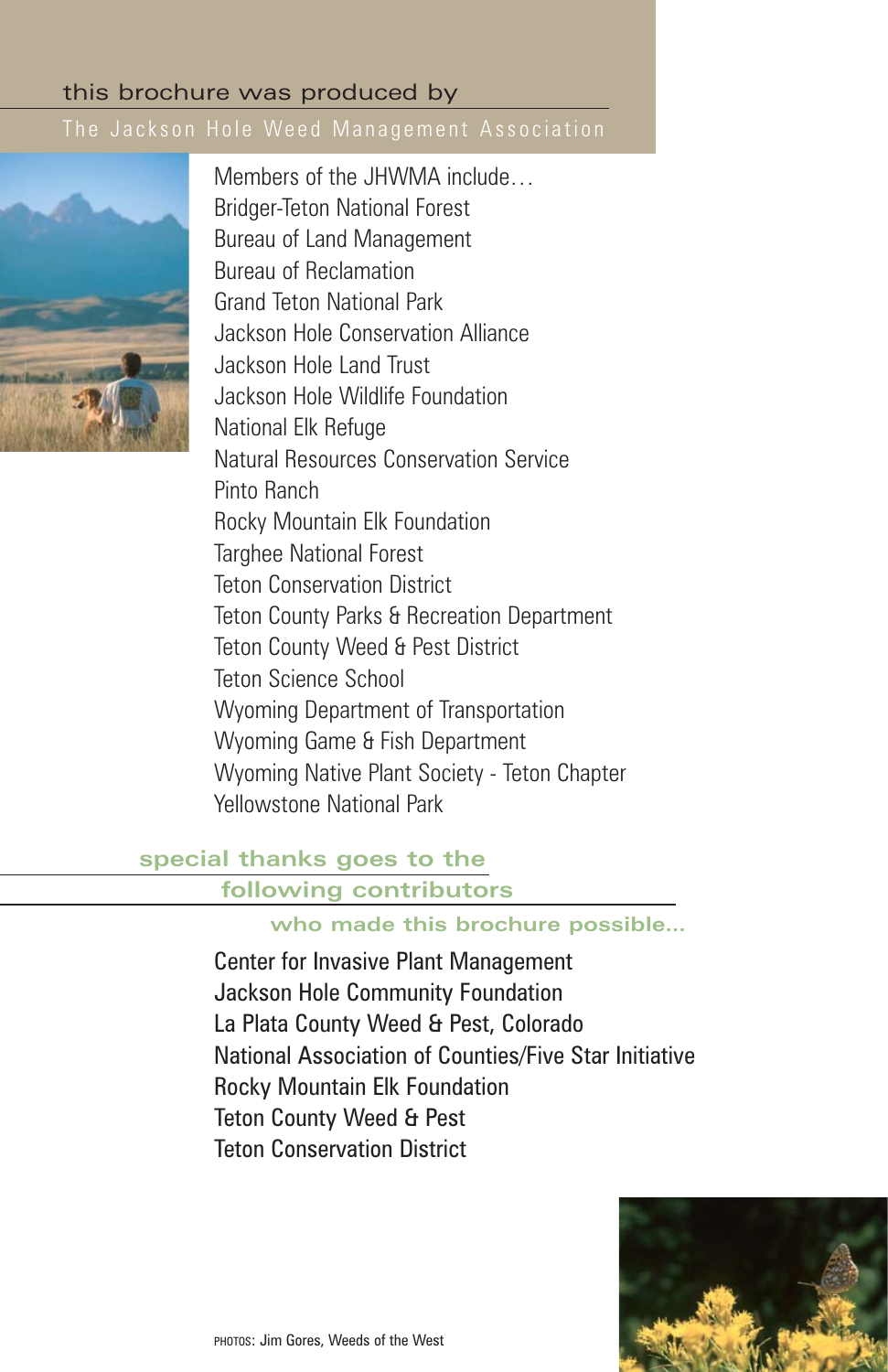this brochure was produced by

## The Jackson Hole Weed Management Association

Members of the JHWMA include…

Bridger-Teton National Forest
Bureau of Land Management
Bureau of Reclamation
Grand Teton National Park
Jackson Hole Conservation Alliance
Jackson Hole Land Trust
Jackson Hole Wildlife Foundation
National Elk Refuge
Natural Resources Conservation Service
Pinto Ranch
Rocky Mountain Elk Foundation
Targhee National Forest
Teton Conservation District
Teton County Parks & Recreation Department
Teton County Weed & Pest District
Teton Science School
Wyoming Department of Transportation
Wyoming Game & Fish Department
Wyoming Native Plant Society - Teton Chapter
Yellowstone National Park

## special thanks goes to the following contributors who made this brochure possible...

Center for Invasive Plant Management
Jackson Hole Community Foundation
La Plata County Weed & Pest, Colorado
National Association of Counties/Five Star Initiative
Rocky Mountain Elk Foundation
Teton County Weed & Pest
Teton Conservation District

PHOTOS: Jim Gores, Weeds of the West